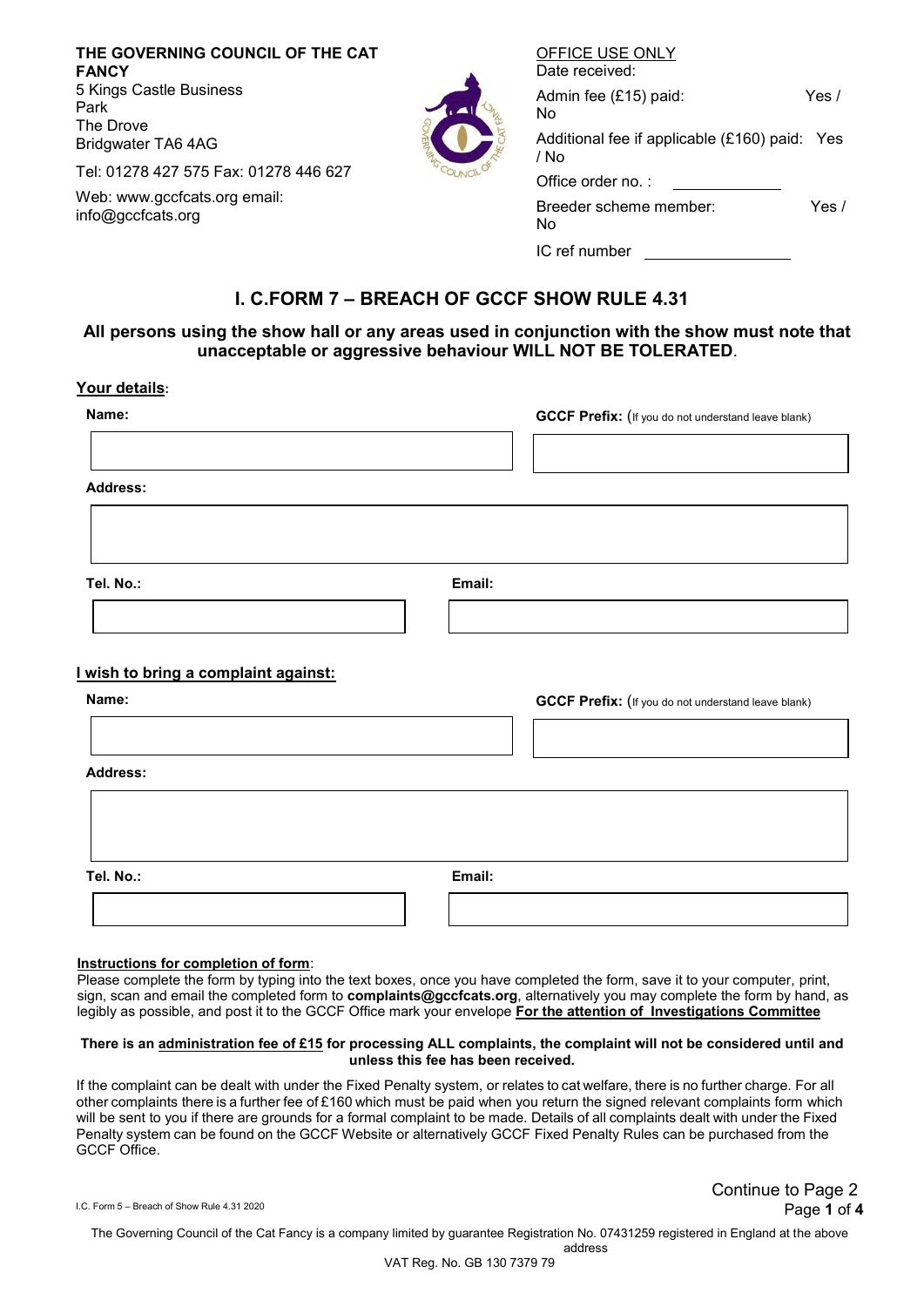**THE GOVERNING COUNCIL OF THE CAT FANCY**
5 Kings Castle Business Park
The Drove
Bridgwater TA6 4AG

Tel: 01278 427 575 Fax: 01278 446 627

Web: www.gccfcats.org email: info@gccfcats.org

OFFICE USE ONLY
Date received:

Admin fee (£15) paid: Yes / No

Additional fee if applicable (£160) paid: Yes / No

Office order no. : ____________

Breeder scheme member: Yes / No

IC ref number ______________

## I. C.FORM 7 – BREACH OF GCCF SHOW RULE 4.31

**All persons using the show hall or any areas used in conjunction with the show must note that unacceptable or aggressive behaviour WILL NOT BE TOLERATED**.

**Your details**:

**Name:**

**GCCF Prefix:** (If you do not understand leave blank)

**Address:**

**Tel. No.:**

**Email:**

**I wish to bring a complaint against:**

**Name:**

**GCCF Prefix:** (If you do not understand leave blank)

**Address:**

**Tel. No.:**

**Email:**

**Instructions for completion of form**:
Please complete the form by typing into the text boxes, once you have completed the form, save it to your computer, print, sign, scan and email the completed form to **complaints@gccfcats.org**, alternatively you may complete the form by hand, as legibly as possible, and post it to the GCCF Office mark your envelope **For the attention of Investigations Committee**

**There is an administration fee of £15 for processing ALL complaints, the complaint will not be considered until and unless this fee has been received.**

If the complaint can be dealt with under the Fixed Penalty system, or relates to cat welfare, there is no further charge. For all other complaints there is a further fee of £160 which must be paid when you return the signed relevant complaints form which will be sent to you if there are grounds for a formal complaint to be made. Details of all complaints dealt with under the Fixed Penalty system can be found on the GCCF Website or alternatively GCCF Fixed Penalty Rules can be purchased from the GCCF Office.

Continue to Page 2

The Governing Council of the Cat Fancy is a company limited by guarantee Registration No. 07431259 registered in England at the above address
VAT Reg. No. GB 130 7379 79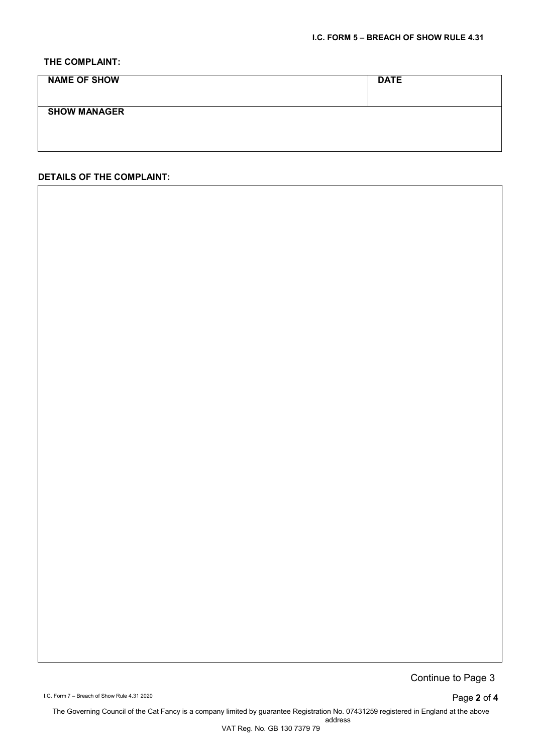**I.C. FORM 5 – BREACH OF SHOW RULE 4.31**

**THE COMPLAINT:**

| **NAME OF SHOW** | **DATE** |
| --- | --- |
| **SHOW MANAGER** | |

**DETAILS OF THE COMPLAINT:**

| |
| --- |
| |

Continue to Page 3

I.C. Form 7 – Breach of Show Rule 4.31 2020

The Governing Council of the Cat Fancy is a company limited by guarantee Registration No. 07431259 registered in England at the above address

VAT Reg. No. GB 130 7379 79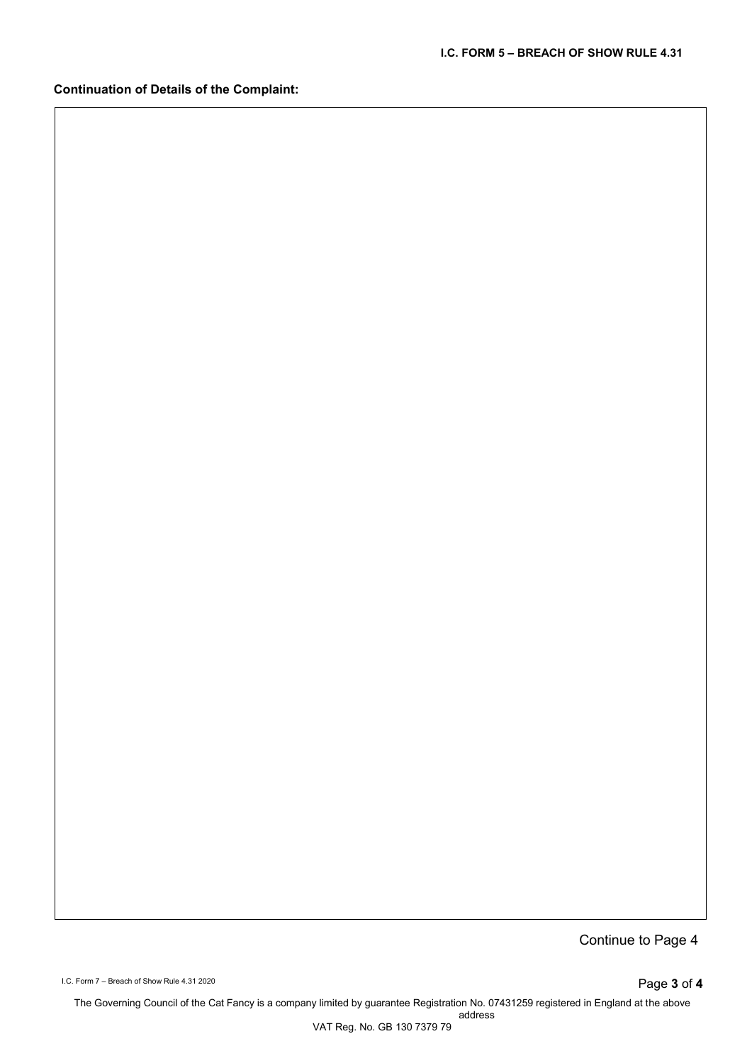**Continuation of Details of the Complaint:**

|  |
| --- |
|  |

Continue to Page 4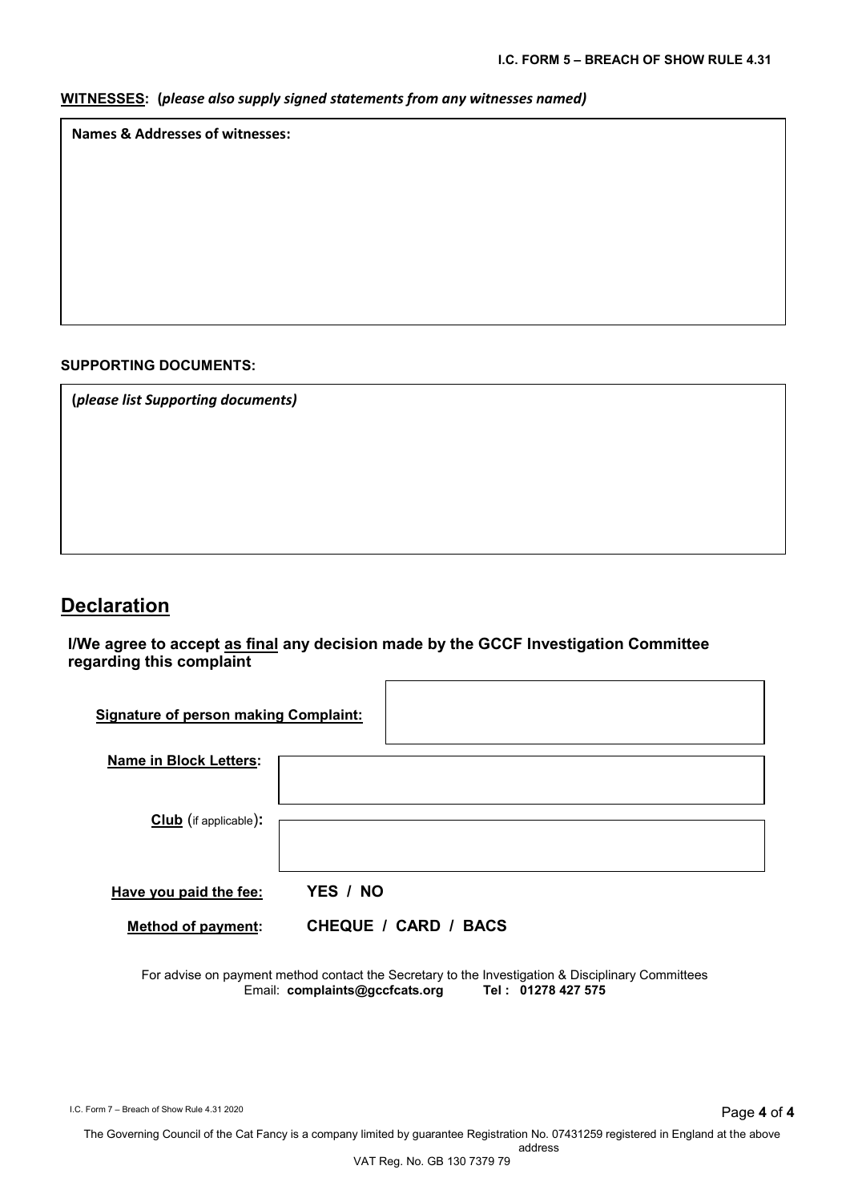**WITNESSES: (*please also supply signed statements from any witnesses named)***

**Names & Addresses of witnesses:**

**SUPPORTING DOCUMENTS:**

**(*please list Supporting documents)***

## Declaration

**I/We agree to accept as final any decision made by the GCCF Investigation Committee regarding this complaint**

**Signature of person making Complaint:**

**Name in Block Letters:**

**Club** (if applicable)**:**

**Have you paid the fee:** **YES / NO**

**Method of payment:** **CHEQUE / CARD / BACS**

For advise on payment method contact the Secretary to the Investigation & Disciplinary Committees
Email: **complaints@gccfcats.org** **Tel : 01278 427 575**

The Governing Council of the Cat Fancy is a company limited by guarantee Registration No. 07431259 registered in England at the above address
VAT Reg. No. GB 130 7379 79